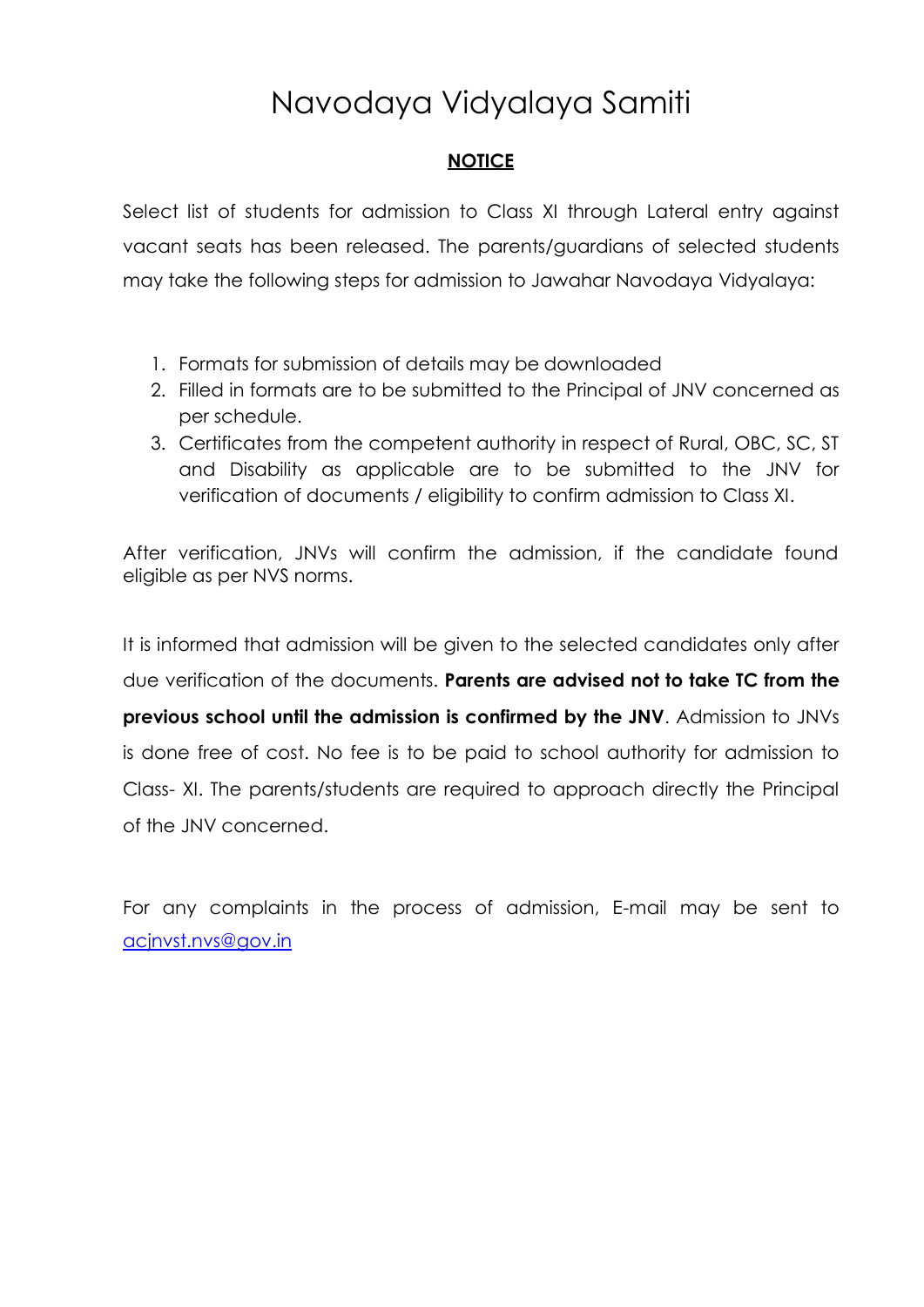# Navodaya Vidyalaya Samiti

## NOTICE

Select list of students for admission to Class XI through Lateral entry against vacant seats has been released. The parents/guardians of selected students may take the following steps for admission to Jawahar Navodaya Vidyalaya:

1. Formats for submission of details may be downloaded
2. Filled in formats are to be submitted to the Principal of JNV concerned as per schedule.
3. Certificates from the competent authority in respect of Rural, OBC, SC, ST and Disability as applicable are to be submitted to the JNV for verification of documents / eligibility to confirm admission to Class XI.

After verification, JNVs will confirm the admission, if the candidate found eligible as per NVS norms.

It is informed that admission will be given to the selected candidates only after due verification of the documents. **Parents are advised not to take TC from the previous school until the admission is confirmed by the JNV**. Admission to JNVs is done free of cost. No fee is to be paid to school authority for admission to Class- XI. The parents/students are required to approach directly the Principal of the JNV concerned.

For any complaints in the process of admission, E-mail may be sent to acjnvst.nvs@gov.in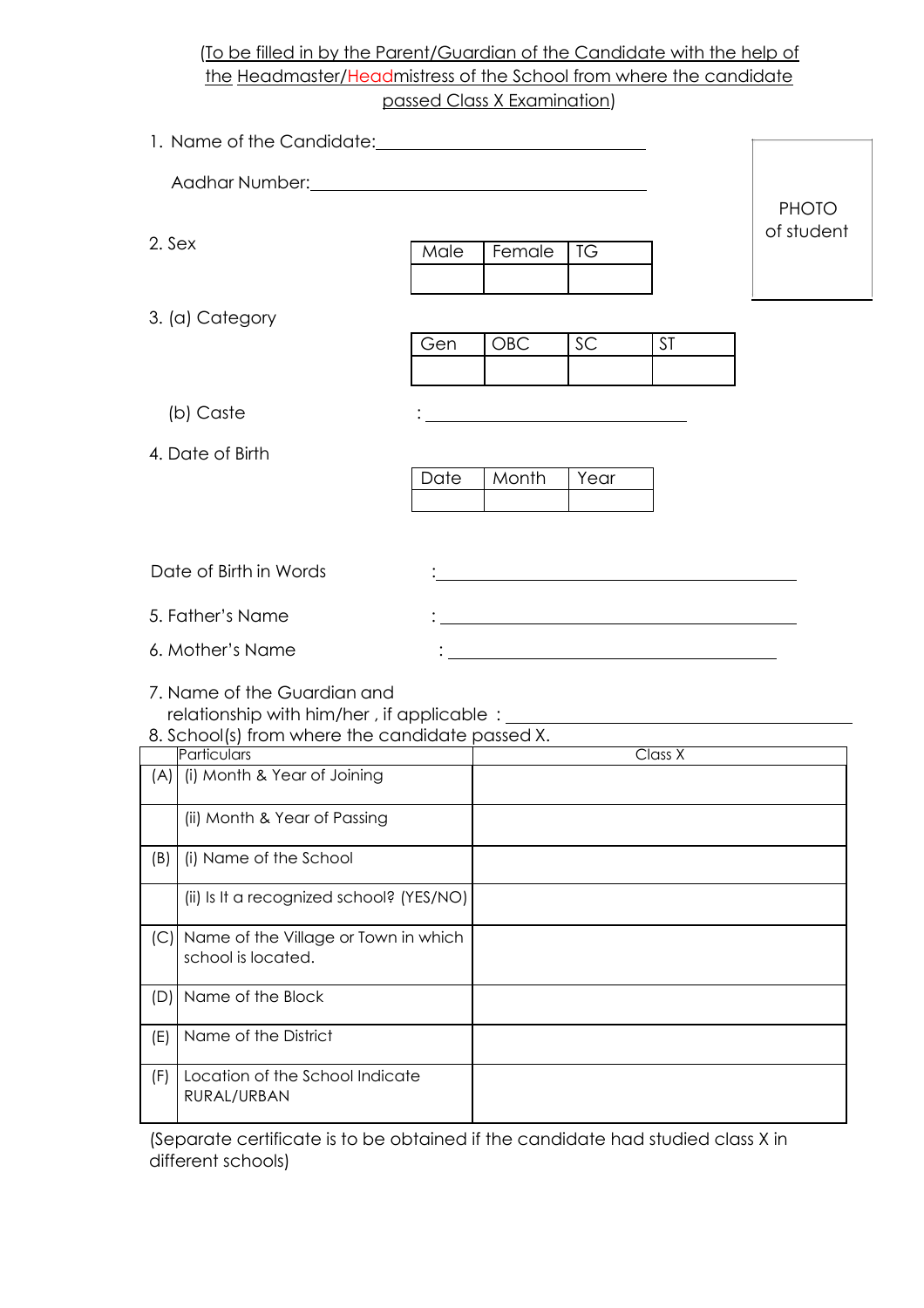(To be filled in by the Parent/Guardian of the Candidate with the help of the Headmaster/Headmistress of the School from where the candidate passed Class X Examination)

1. Name of the Candidate: ______________________________

   Aadhar Number: ______________________________

PHOTO of student

2. Sex

| Male | Female | TG |
|---|---|---|
| | | |

3. (a) Category

| Gen | OBC | SC | ST |
|---|---|---|---|
| | | | |

   (b) Caste : ______________________________

4. Date of Birth

| Date | Month | Year |
|---|---|---|
| | | |

Date of Birth in Words : ______________________________

5. Father's Name : ______________________________

6. Mother's Name : ______________________________

7. Name of the Guardian and relationship with him/her , if applicable : ______________________________

8. School(s) from where the candidate passed X.

| | Particulars | Class X |
|---|---|---|
| (A) | (i) Month & Year of Joining | |
| | (ii) Month & Year of Passing | |
| (B) | (i) Name of the School | |
| | (ii) Is It a recognized school? (YES/NO) | |
| (C) | Name of the Village or Town in which school is located. | |
| (D) | Name of the Block | |
| (E) | Name of the District | |
| (F) | Location of the School Indicate RURAL/URBAN | |

(Separate certificate is to be obtained if the candidate had studied class X in different schools)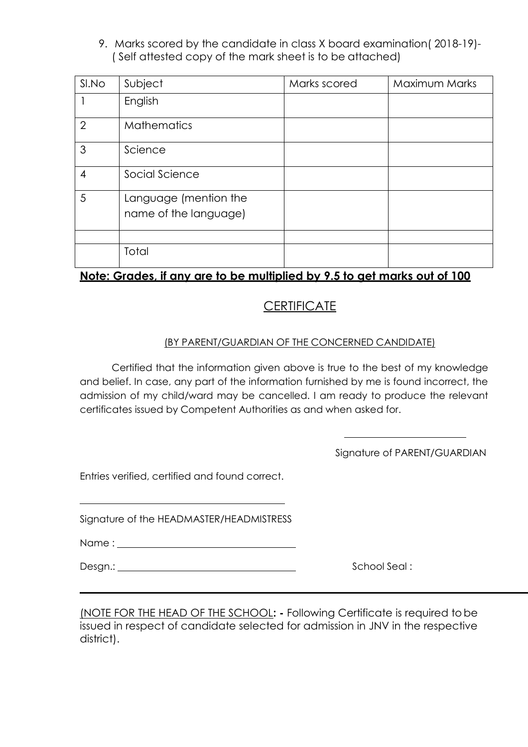9. Marks scored by the candidate in class X board examination( 2018-19)- ( Self attested copy of the mark sheet is to be attached)

| Sl.No | Subject | Marks scored | Maximum Marks |
|---|---|---|---|
| 1 | English | | |
| 2 | Mathematics | | |
| 3 | Science | | |
| 4 | Social Science | | |
| 5 | Language (mention the name of the language) | | |
| | | | |
| | Total | | |

**Note: Grades, if any are to be multiplied by 9.5 to get marks out of 100**

## CERTIFICATE

(BY PARENT/GUARDIAN OF THE CONCERNED CANDIDATE)

Certified that the information given above is true to the best of my knowledge and belief. In case, any part of the information furnished by me is found incorrect, the admission of my child/ward may be cancelled. I am ready to produce the relevant certificates issued by Competent Authorities as and when asked for.

Signature of PARENT/GUARDIAN

Entries verified, certified and found correct.

Signature of the HEADMASTER/HEADMISTRESS

Name :

Desgn.:

School Seal :

(NOTE FOR THE HEAD OF THE SCHOOL: - Following Certificate is required to be issued in respect of candidate selected for admission in JNV in the respective district).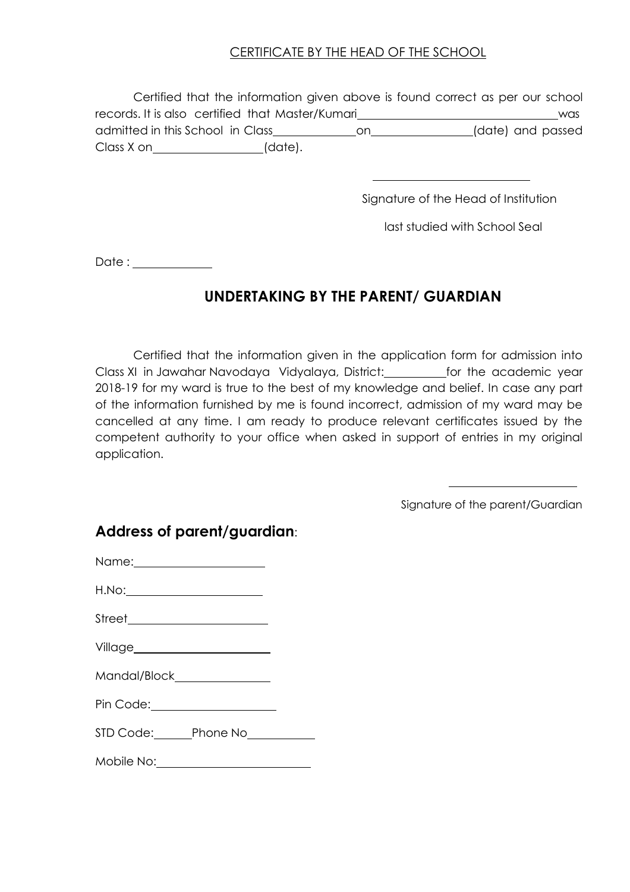## CERTIFICATE BY THE HEAD OF THE SCHOOL

Certified that the information given above is found correct as per our school records. It is also certified that Master/Kumari________________________________ was admitted in this School in Class_____________ on________________ (date) and passed Class X on_________________ (date).

_________________________

Signature of the Head of Institution

last studied with School Seal

Date : ____________

## UNDERTAKING BY THE PARENT/ GUARDIAN

Certified that the information given in the application form for admission into Class XI in Jawahar Navodaya Vidyalaya, District:__________ for the academic year 2018-19 for my ward is true to the best of my knowledge and belief. In case any part of the information furnished by me is found incorrect, admission of my ward may be cancelled at any time. I am ready to produce relevant certificates issued by the competent authority to your office when asked in support of entries in my original application.

_____________________

Signature of the parent/Guardian

### Address of parent/guardian:

Name:_____________________

H.No:______________________

Street______________________

Village______________________

Mandal/Block_______________

Pin Code:___________________

STD Code:______ Phone No___________

Mobile No:________________________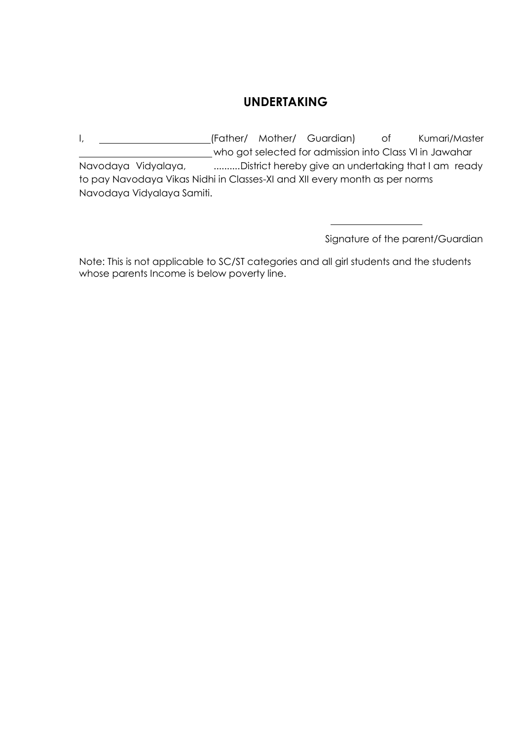# UNDERTAKING

I, \_\_\_\_\_\_\_\_\_\_\_\_\_\_\_\_\_\_\_\_\_\_(Father/ Mother/ Guardian) of Kumari/Master \_\_\_\_\_\_\_\_\_\_\_\_\_\_\_\_\_\_\_\_\_\_\_\_\_\_ who got selected for admission into Class VI in Jawahar Navodaya Vidyalaya, ..........District hereby give an undertaking that I am ready to pay Navodaya Vikas Nidhi in Classes-XI and XII every month as per norms Navodaya Vidyalaya Samiti.

\_\_\_\_\_\_\_\_\_\_\_\_\_\_\_\_\_\_\_

Signature of the parent/Guardian

Note: This is not applicable to SC/ST categories and all girl students and the students whose parents Income is below poverty line.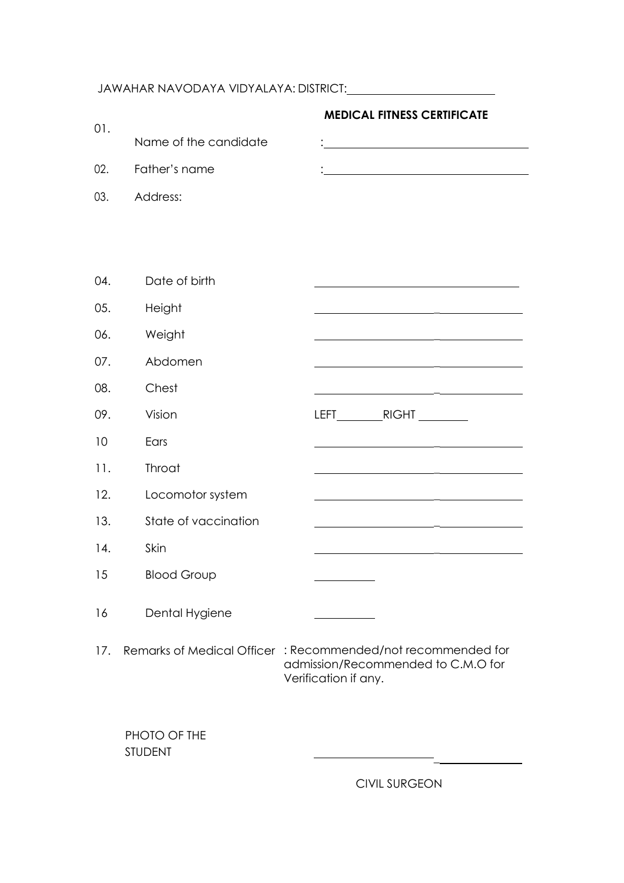JAWAHAR NAVODAYA VIDYALAYA: DISTRICT:\_\_\_\_\_\_\_\_\_\_\_\_\_\_\_\_\_\_\_\_\_\_\_\_

## MEDICAL FITNESS CERTIFICATE

01. Name of the candidate : \_\_\_\_\_\_\_\_\_\_\_\_\_\_\_\_\_\_\_\_\_\_\_\_\_\_\_\_\_\_\_\_

02. Father's name : \_\_\_\_\_\_\_\_\_\_\_\_\_\_\_\_\_\_\_\_\_\_\_\_\_\_\_\_\_\_\_\_

03. Address:

04. Date of birth \_\_\_\_\_\_\_\_\_\_\_\_\_\_\_\_\_\_\_\_\_\_\_\_\_\_\_\_\_\_\_\_

05. Height \_\_\_\_\_\_\_\_\_\_\_\_\_\_\_\_\_\_\_\_\_\_\_\_\_\_\_\_\_\_\_\_

06. Weight \_\_\_\_\_\_\_\_\_\_\_\_\_\_\_\_\_\_\_\_\_\_\_\_\_\_\_\_\_\_\_\_

07. Abdomen \_\_\_\_\_\_\_\_\_\_\_\_\_\_\_\_\_\_\_\_\_\_\_\_\_\_\_\_\_\_\_\_

08. Chest \_\_\_\_\_\_\_\_\_\_\_\_\_\_\_\_\_\_\_\_\_\_\_\_\_\_\_\_\_\_\_\_

09. Vision LEFT\_\_\_\_\_\_\_\_ RIGHT \_\_\_\_\_\_\_\_

10 Ears \_\_\_\_\_\_\_\_\_\_\_\_\_\_\_\_\_\_\_\_\_\_\_\_\_\_\_\_\_\_\_\_

11. Throat \_\_\_\_\_\_\_\_\_\_\_\_\_\_\_\_\_\_\_\_\_\_\_\_\_\_\_\_\_\_\_\_

12. Locomotor system \_\_\_\_\_\_\_\_\_\_\_\_\_\_\_\_\_\_\_\_\_\_\_\_\_\_\_\_\_\_\_\_

13. State of vaccination \_\_\_\_\_\_\_\_\_\_\_\_\_\_\_\_\_\_\_\_\_\_\_\_\_\_\_\_\_\_\_\_

14. Skin \_\_\_\_\_\_\_\_\_\_\_\_\_\_\_\_\_\_\_\_\_\_\_\_\_\_\_\_\_\_\_\_

15 Blood Group \_\_\_\_\_\_\_\_\_\_

16 Dental Hygiene \_\_\_\_\_\_\_\_\_\_

17. Remarks of Medical Officer : Recommended/not recommended for admission/Recommended to C.M.O for Verification if any.

PHOTO OF THE STUDENT

\_\_\_\_\_\_\_\_\_\_\_\_\_\_\_\_\_\_\_\_\_\_\_\_\_\_\_\_\_\_\_\_

CIVIL SURGEON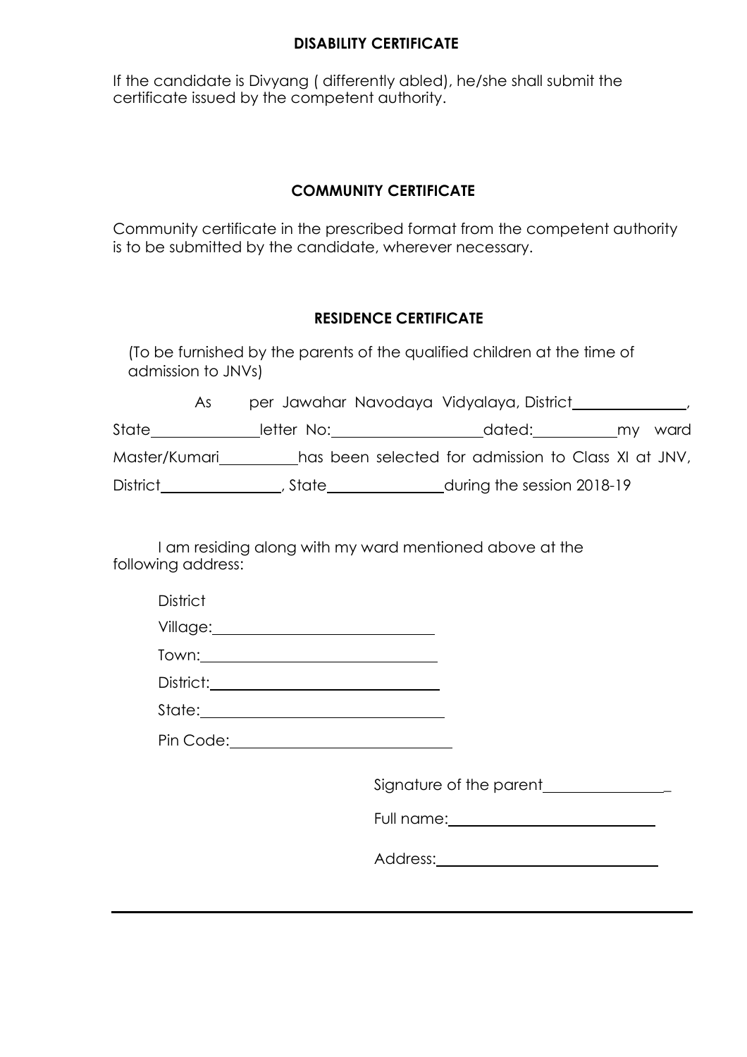## DISABILITY CERTIFICATE

If the candidate is Divyang ( differently abled), he/she shall submit the certificate issued by the competent authority.

## COMMUNITY CERTIFICATE

Community certificate in the prescribed format from the competent authority is to be submitted by the candidate, wherever necessary.

## RESIDENCE CERTIFICATE

(To be furnished by the parents of the qualified children at the time of admission to JNVs)

As per Jawahar Navodaya Vidyalaya, District______________, State_____________ letter No:__________________ dated:__________ my ward Master/Kumari_________ has been selected for admission to Class XI at JNV, District_______________, State_______________ during the session 2018-19

I am residing along with my ward mentioned above at the following address:

District

Village:_____________________________

Town:______________________________

District:_____________________________

State:______________________________

Pin Code:____________________________

Signature of the parent_______________

Full name:__________________________

Address:____________________________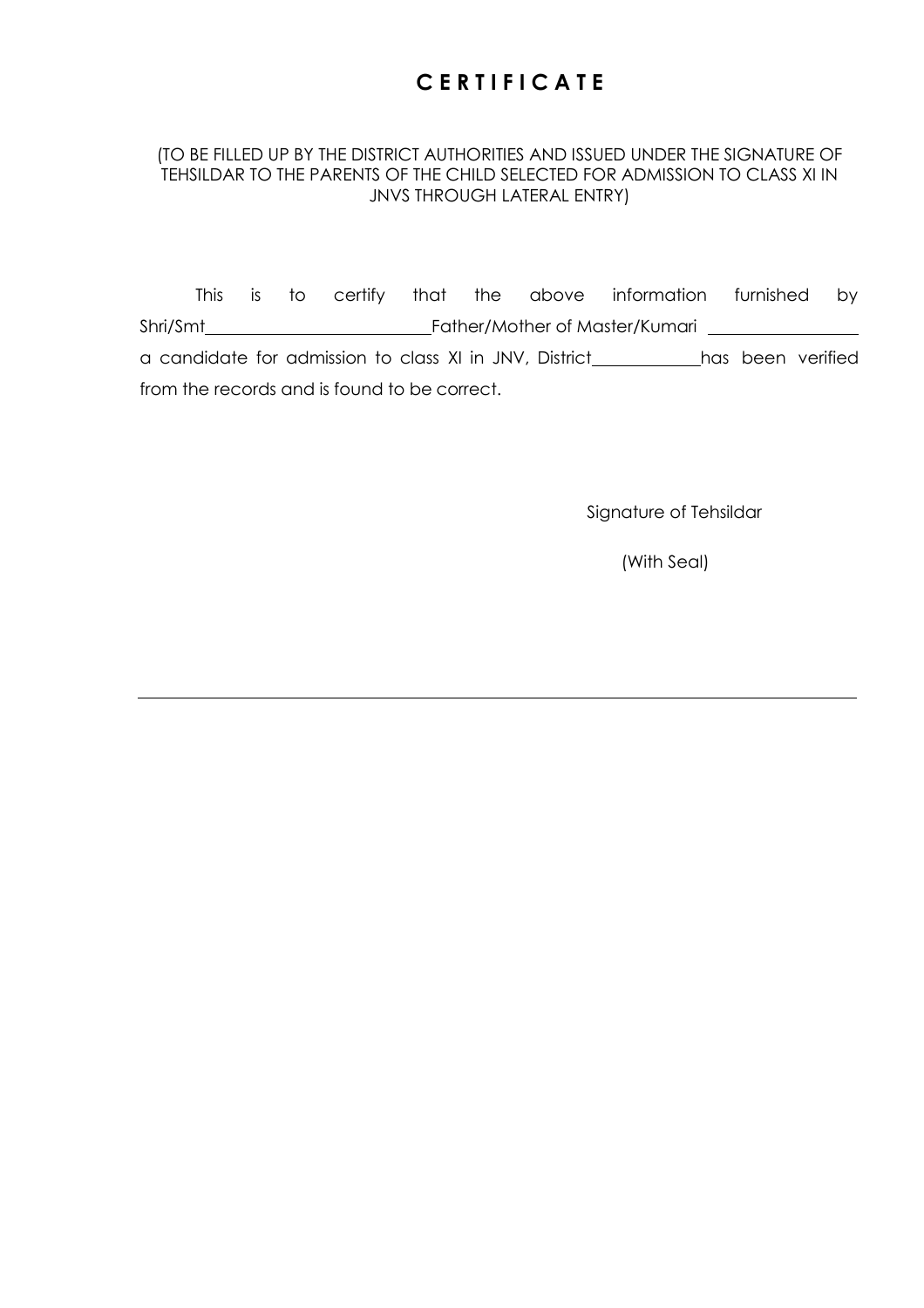# C E R T I F I C A T E

(TO BE FILLED UP BY THE DISTRICT AUTHORITIES AND ISSUED UNDER THE SIGNATURE OF TEHSILDAR TO THE PARENTS OF THE CHILD SELECTED FOR ADMISSION TO CLASS XI IN JNVS THROUGH LATERAL ENTRY)

This is to certify that the above information furnished by Shri/Smt\_\_\_\_\_\_\_\_\_\_\_\_\_\_\_\_\_\_\_\_\_\_\_\_\_\_Father/Mother of Master/Kumari \_\_\_\_\_\_\_\_\_\_\_\_\_\_\_\_\_\_ a candidate for admission to class XI in JNV, District\_\_\_\_\_\_\_\_\_\_\_\_\_has been verified from the records and is found to be correct.

Signature of Tehsildar

(With Seal)